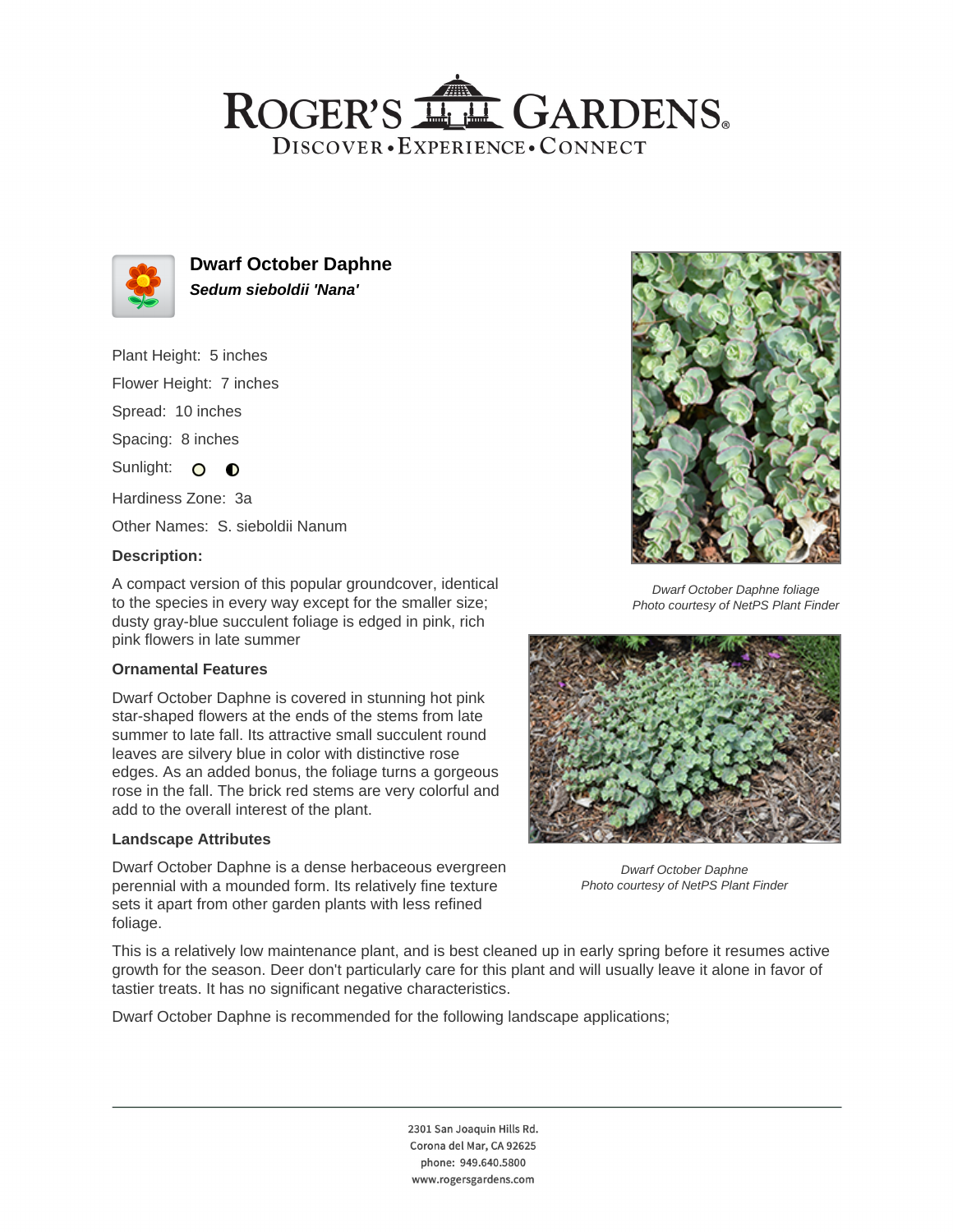# Dwarf October Daphne

***Sedum sieboldii 'Nana'***

Plant Height: 5 inches

Flower Height: 7 inches

Spread: 10 inches

Spacing: 8 inches

Sunlight:

Hardiness Zone: 3a

Other Names: S. sieboldii Nanum

### Description:

A compact version of this popular groundcover, identical to the species in every way except for the smaller size; dusty gray-blue succulent foliage is edged in pink, rich pink flowers in late summer

### Ornamental Features

Dwarf October Daphne is covered in stunning hot pink star-shaped flowers at the ends of the stems from late summer to late fall. Its attractive small succulent round leaves are silvery blue in color with distinctive rose edges. As an added bonus, the foliage turns a gorgeous rose in the fall. The brick red stems are very colorful and add to the overall interest of the plant.

### Landscape Attributes

Dwarf October Daphne is a dense herbaceous evergreen perennial with a mounded form. Its relatively fine texture sets it apart from other garden plants with less refined foliage.

This is a relatively low maintenance plant, and is best cleaned up in early spring before it resumes active growth for the season. Deer don't particularly care for this plant and will usually leave it alone in favor of tastier treats. It has no significant negative characteristics.

Dwarf October Daphne is recommended for the following landscape applications;

*Dwarf October Daphne foliage*
*Photo courtesy of NetPS Plant Finder*

*Dwarf October Daphne*
*Photo courtesy of NetPS Plant Finder*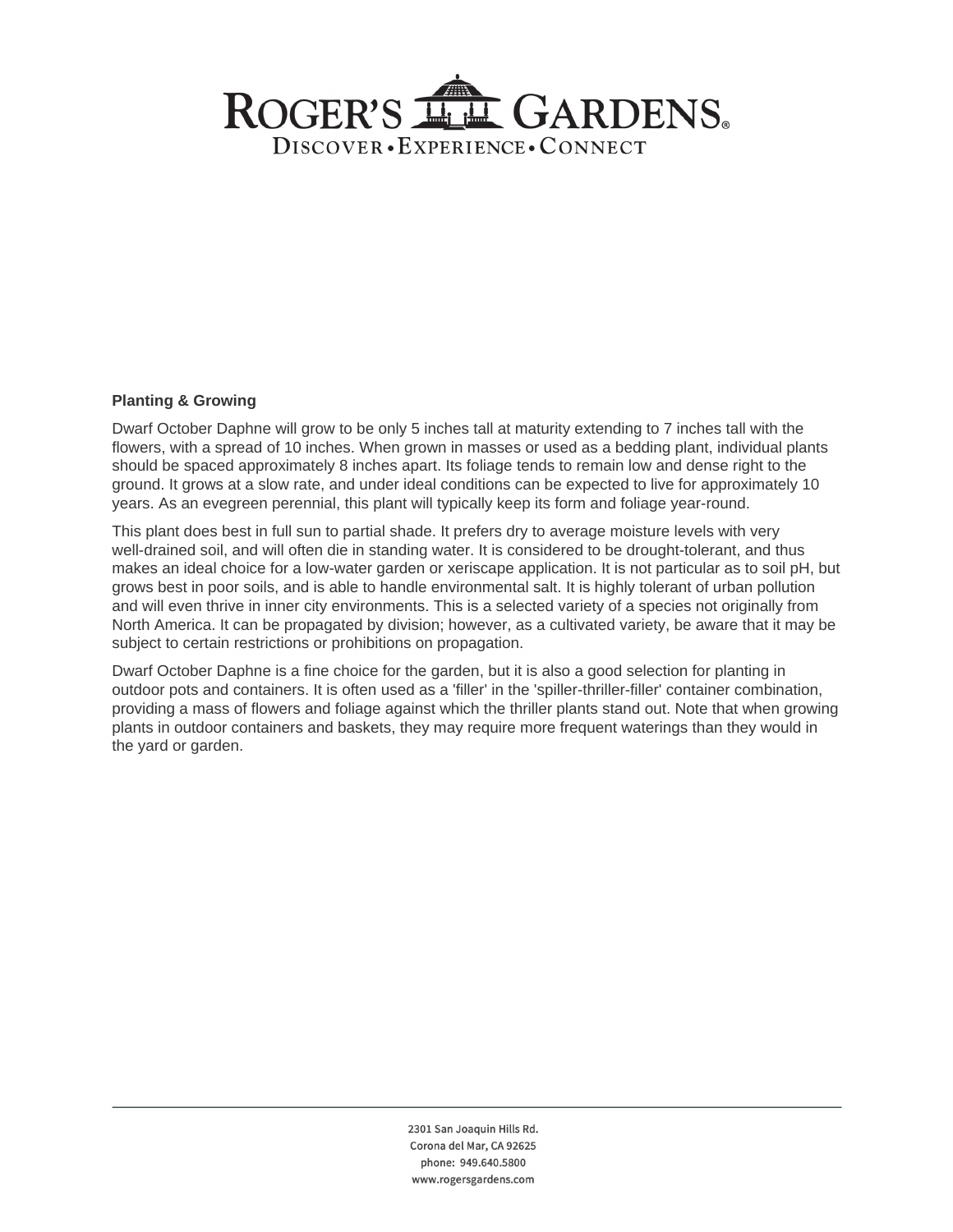**Planting & Growing**

Dwarf October Daphne will grow to be only 5 inches tall at maturity extending to 7 inches tall with the flowers, with a spread of 10 inches. When grown in masses or used as a bedding plant, individual plants should be spaced approximately 8 inches apart. Its foliage tends to remain low and dense right to the ground. It grows at a slow rate, and under ideal conditions can be expected to live for approximately 10 years. As an evegreen perennial, this plant will typically keep its form and foliage year-round.

This plant does best in full sun to partial shade. It prefers dry to average moisture levels with very well-drained soil, and will often die in standing water. It is considered to be drought-tolerant, and thus makes an ideal choice for a low-water garden or xeriscape application. It is not particular as to soil pH, but grows best in poor soils, and is able to handle environmental salt. It is highly tolerant of urban pollution and will even thrive in inner city environments. This is a selected variety of a species not originally from North America. It can be propagated by division; however, as a cultivated variety, be aware that it may be subject to certain restrictions or prohibitions on propagation.

Dwarf October Daphne is a fine choice for the garden, but it is also a good selection for planting in outdoor pots and containers. It is often used as a 'filler' in the 'spiller-thriller-filler' container combination, providing a mass of flowers and foliage against which the thriller plants stand out. Note that when growing plants in outdoor containers and baskets, they may require more frequent waterings than they would in the yard or garden.